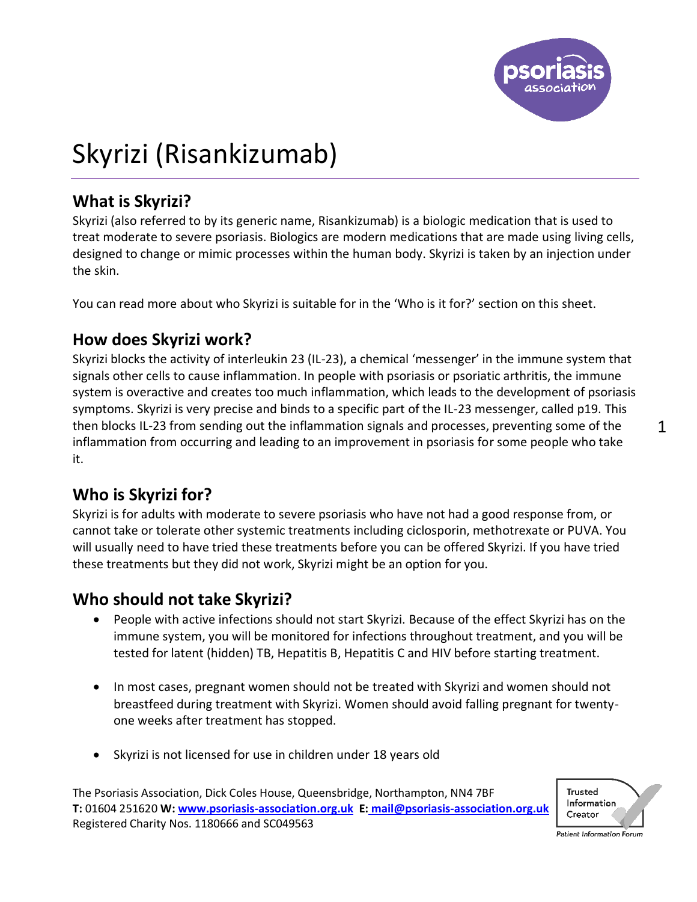# Skyrizi (Risankizumab)

## What is Skyrizi?

Skyrizi (also referred to by its generic name, Risankizumab) is a biologic medication that is used to treat moderate to severe psoriasis. Biologics are modern medications that are made using living cells, designed to change or mimic processes within the human body. Skyrizi is taken by an injection under the skin.

You can read more about who Skyrizi is suitable for in the 'Who is it for?' section on this sheet.

## How does Skyrizi work?

Skyrizi blocks the activity of interleukin 23 (IL-23), a chemical 'messenger' in the immune system that signals other cells to cause inflammation. In people with psoriasis or psoriatic arthritis, the immune system is overactive and creates too much inflammation, which leads to the development of psoriasis symptoms. Skyrizi is very precise and binds to a specific part of the IL-23 messenger, called p19. This then blocks IL-23 from sending out the inflammation signals and processes, preventing some of the inflammation from occurring and leading to an improvement in psoriasis for some people who take it.

## Who is Skyrizi for?

Skyrizi is for adults with moderate to severe psoriasis who have not had a good response from, or cannot take or tolerate other systemic treatments including ciclosporin, methotrexate or PUVA. You will usually need to have tried these treatments before you can be offered Skyrizi. If you have tried these treatments but they did not work, Skyrizi might be an option for you.

## Who should not take Skyrizi?

- People with active infections should not start Skyrizi. Because of the effect Skyrizi has on the immune system, you will be monitored for infections throughout treatment, and you will be tested for latent (hidden) TB, Hepatitis B, Hepatitis C and HIV before starting treatment.
- In most cases, pregnant women should not be treated with Skyrizi and women should not breastfeed during treatment with Skyrizi. Women should avoid falling pregnant for twenty-one weeks after treatment has stopped.
- Skyrizi is not licensed for use in children under 18 years old

The Psoriasis Association, Dick Coles House, Queensbridge, Northampton, NN4 7BF
**T:** 01604 251620 **W:** www.psoriasis-association.org.uk **E:** mail@psoriasis-association.org.uk
Registered Charity Nos. 1180666 and SC049563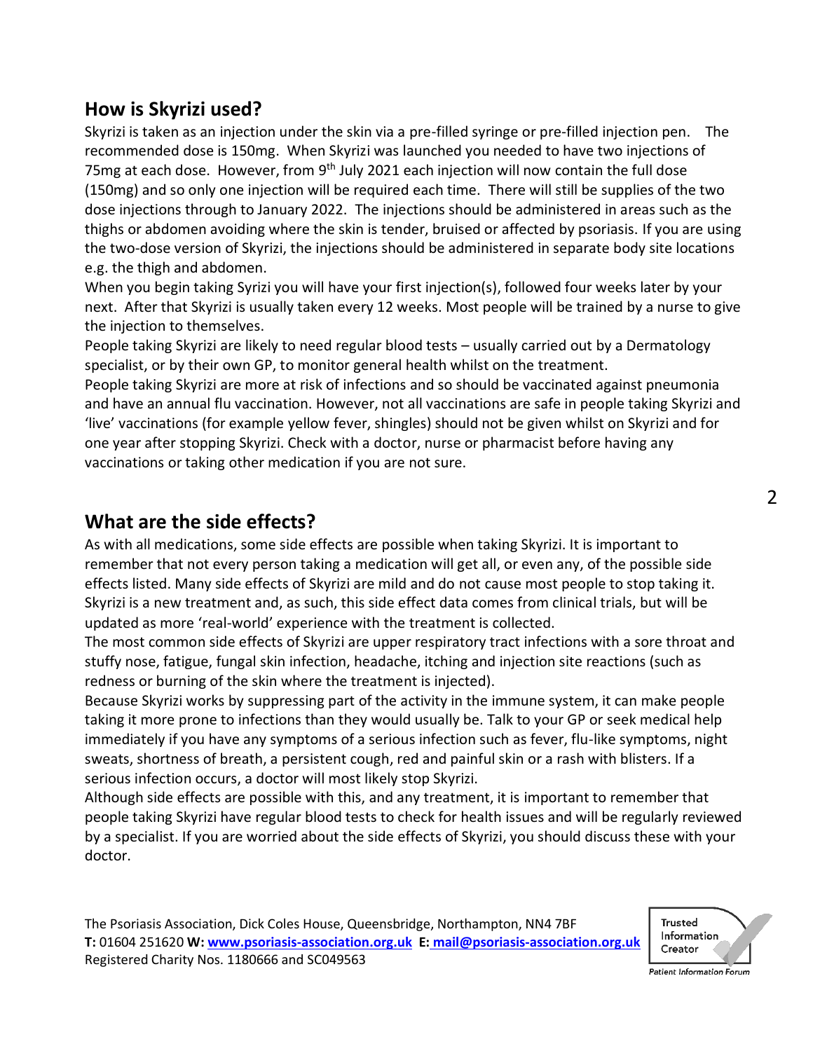## How is Skyrizi used?

Skyrizi is taken as an injection under the skin via a pre-filled syringe or pre-filled injection pen. The recommended dose is 150mg. When Skyrizi was launched you needed to have two injections of 75mg at each dose. However, from 9th July 2021 each injection will now contain the full dose (150mg) and so only one injection will be required each time. There will still be supplies of the two dose injections through to January 2022. The injections should be administered in areas such as the thighs or abdomen avoiding where the skin is tender, bruised or affected by psoriasis. If you are using the two-dose version of Skyrizi, the injections should be administered in separate body site locations e.g. the thigh and abdomen.

When you begin taking Syrizi you will have your first injection(s), followed four weeks later by your next. After that Skyrizi is usually taken every 12 weeks. Most people will be trained by a nurse to give the injection to themselves.

People taking Skyrizi are likely to need regular blood tests – usually carried out by a Dermatology specialist, or by their own GP, to monitor general health whilst on the treatment.

People taking Skyrizi are more at risk of infections and so should be vaccinated against pneumonia and have an annual flu vaccination. However, not all vaccinations are safe in people taking Skyrizi and 'live' vaccinations (for example yellow fever, shingles) should not be given whilst on Skyrizi and for one year after stopping Skyrizi. Check with a doctor, nurse or pharmacist before having any vaccinations or taking other medication if you are not sure.

## What are the side effects?

As with all medications, some side effects are possible when taking Skyrizi. It is important to remember that not every person taking a medication will get all, or even any, of the possible side effects listed. Many side effects of Skyrizi are mild and do not cause most people to stop taking it. Skyrizi is a new treatment and, as such, this side effect data comes from clinical trials, but will be updated as more 'real-world' experience with the treatment is collected.

The most common side effects of Skyrizi are upper respiratory tract infections with a sore throat and stuffy nose, fatigue, fungal skin infection, headache, itching and injection site reactions (such as redness or burning of the skin where the treatment is injected).

Because Skyrizi works by suppressing part of the activity in the immune system, it can make people taking it more prone to infections than they would usually be. Talk to your GP or seek medical help immediately if you have any symptoms of a serious infection such as fever, flu-like symptoms, night sweats, shortness of breath, a persistent cough, red and painful skin or a rash with blisters. If a serious infection occurs, a doctor will most likely stop Skyrizi.

Although side effects are possible with this, and any treatment, it is important to remember that people taking Skyrizi have regular blood tests to check for health issues and will be regularly reviewed by a specialist. If you are worried about the side effects of Skyrizi, you should discuss these with your doctor.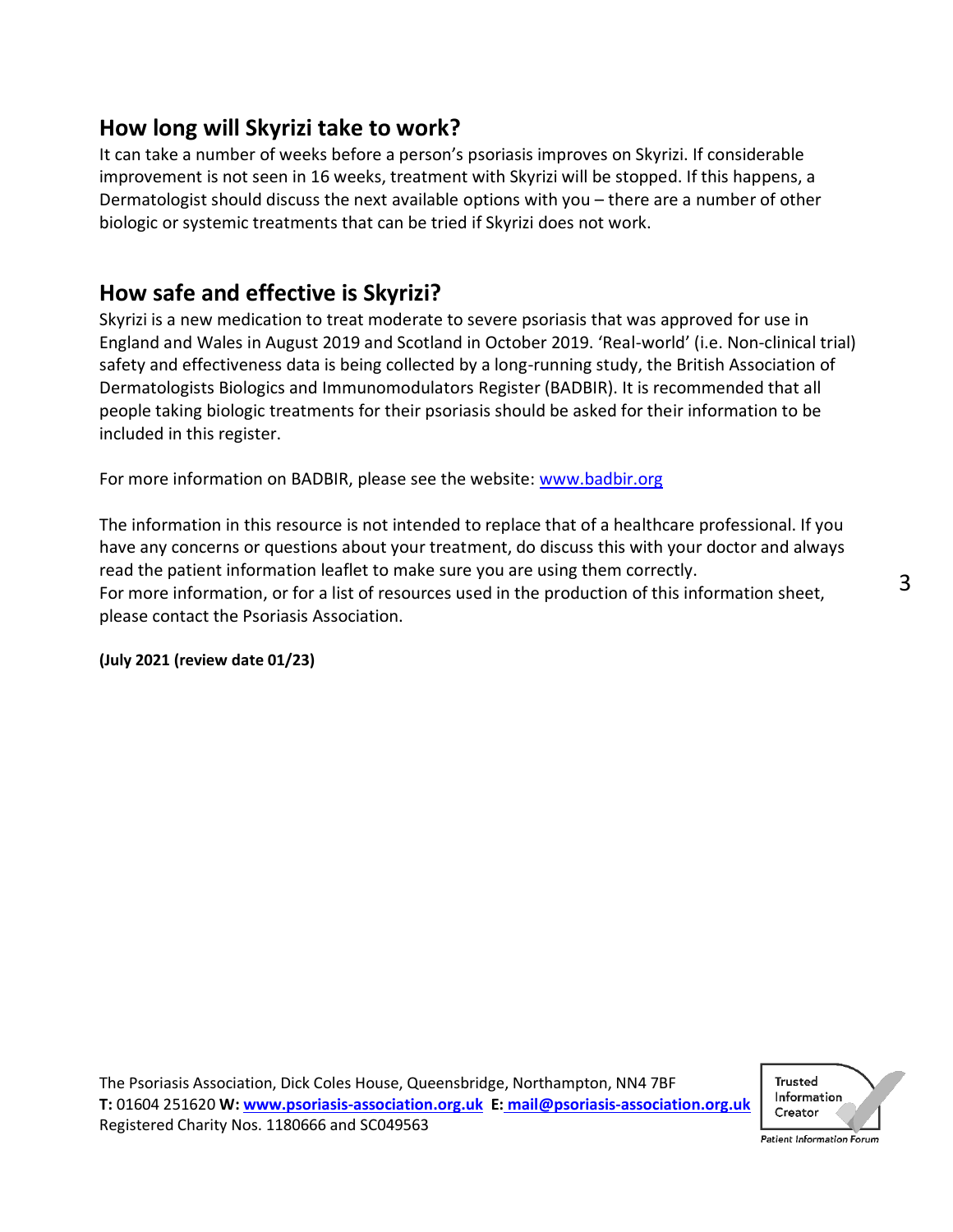## How long will Skyrizi take to work?

It can take a number of weeks before a person's psoriasis improves on Skyrizi. If considerable improvement is not seen in 16 weeks, treatment with Skyrizi will be stopped. If this happens, a Dermatologist should discuss the next available options with you – there are a number of other biologic or systemic treatments that can be tried if Skyrizi does not work.

## How safe and effective is Skyrizi?

Skyrizi is a new medication to treat moderate to severe psoriasis that was approved for use in England and Wales in August 2019 and Scotland in October 2019. 'Real-world' (i.e. Non-clinical trial) safety and effectiveness data is being collected by a long-running study, the British Association of Dermatologists Biologics and Immunomodulators Register (BADBIR). It is recommended that all people taking biologic treatments for their psoriasis should be asked for their information to be included in this register.

For more information on BADBIR, please see the website: [www.badbir.org](http://www.badbir.org)

The information in this resource is not intended to replace that of a healthcare professional. If you have any concerns or questions about your treatment, do discuss this with your doctor and always read the patient information leaflet to make sure you are using them correctly.
For more information, or for a list of resources used in the production of this information sheet, please contact the Psoriasis Association.

**(July 2021 (review date 01/23)**

The Psoriasis Association, Dick Coles House, Queensbridge, Northampton, NN4 7BF
**T:** 01604 251620 **W:** **www.psoriasis-association.org.uk** **E:** **mail@psoriasis-association.org.uk**
Registered Charity Nos. 1180666 and SC049563

Trusted Information Creator
Patient Information Forum